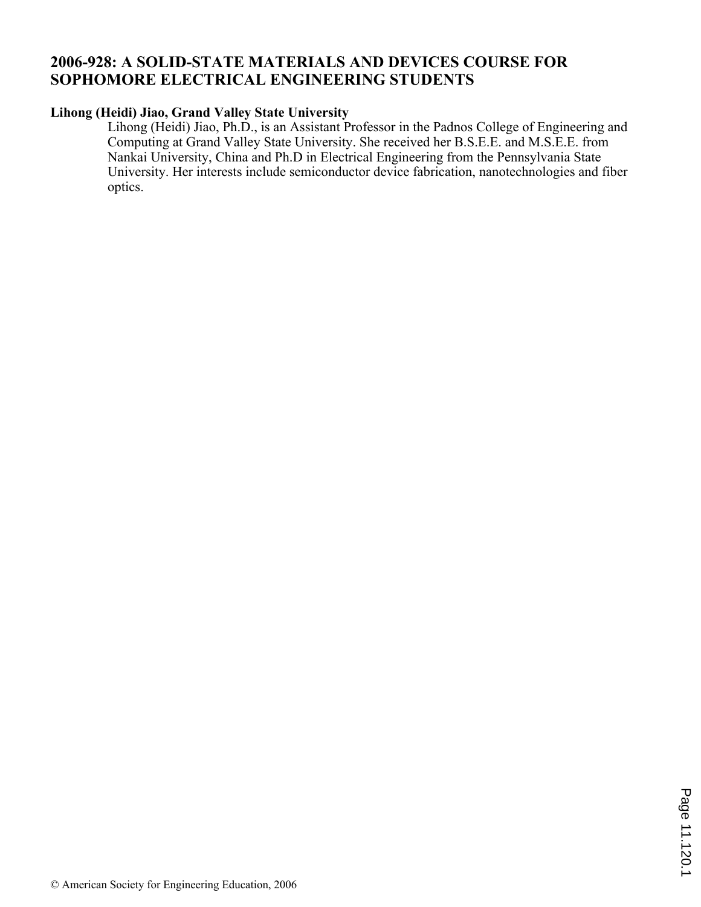# 2006-928: A SOLID-STATE MATERIALS AND DEVICES COURSE FOR SOPHOMORE ELECTRICAL ENGINEERING STUDENTS

**Lihong (Heidi) Jiao, Grand Valley State University**

Lihong (Heidi) Jiao, Ph.D., is an Assistant Professor in the Padnos College of Engineering and Computing at Grand Valley State University. She received her B.S.E.E. and M.S.E.E. from Nankai University, China and Ph.D in Electrical Engineering from the Pennsylvania State University. Her interests include semiconductor device fabrication, nanotechnologies and fiber optics.

© American Society for Engineering Education, 2006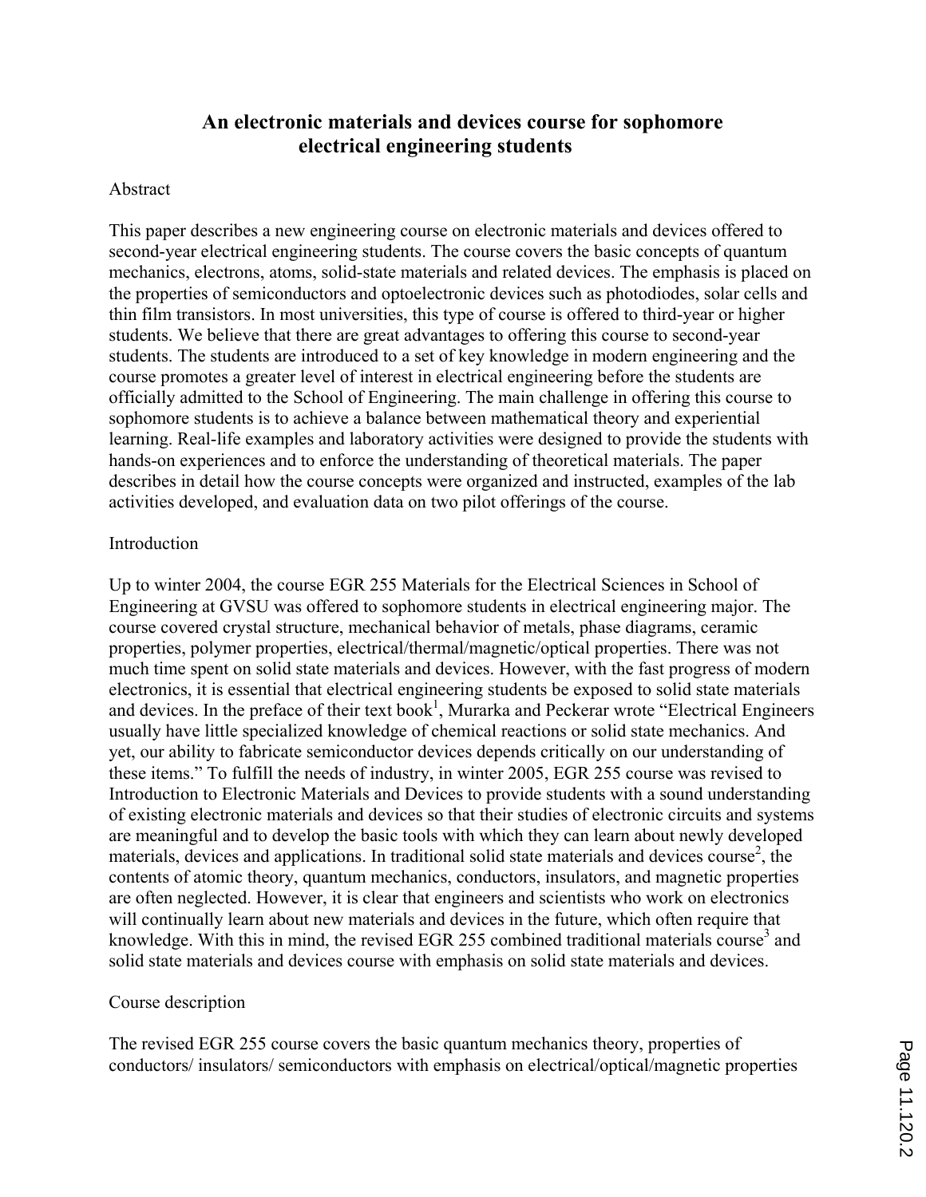# An electronic materials and devices course for sophomore electrical engineering students

## Abstract

This paper describes a new engineering course on electronic materials and devices offered to second-year electrical engineering students. The course covers the basic concepts of quantum mechanics, electrons, atoms, solid-state materials and related devices. The emphasis is placed on the properties of semiconductors and optoelectronic devices such as photodiodes, solar cells and thin film transistors. In most universities, this type of course is offered to third-year or higher students. We believe that there are great advantages to offering this course to second-year students. The students are introduced to a set of key knowledge in modern engineering and the course promotes a greater level of interest in electrical engineering before the students are officially admitted to the School of Engineering. The main challenge in offering this course to sophomore students is to achieve a balance between mathematical theory and experiential learning. Real-life examples and laboratory activities were designed to provide the students with hands-on experiences and to enforce the understanding of theoretical materials. The paper describes in detail how the course concepts were organized and instructed, examples of the lab activities developed, and evaluation data on two pilot offerings of the course.

## Introduction

Up to winter 2004, the course EGR 255 Materials for the Electrical Sciences in School of Engineering at GVSU was offered to sophomore students in electrical engineering major. The course covered crystal structure, mechanical behavior of metals, phase diagrams, ceramic properties, polymer properties, electrical/thermal/magnetic/optical properties. There was not much time spent on solid state materials and devices. However, with the fast progress of modern electronics, it is essential that electrical engineering students be exposed to solid state materials and devices. In the preface of their text book[1], Murarka and Peckerar wrote "Electrical Engineers usually have little specialized knowledge of chemical reactions or solid state mechanics. And yet, our ability to fabricate semiconductor devices depends critically on our understanding of these items." To fulfill the needs of industry, in winter 2005, EGR 255 course was revised to Introduction to Electronic Materials and Devices to provide students with a sound understanding of existing electronic materials and devices so that their studies of electronic circuits and systems are meaningful and to develop the basic tools with which they can learn about newly developed materials, devices and applications. In traditional solid state materials and devices course[2], the contents of atomic theory, quantum mechanics, conductors, insulators, and magnetic properties are often neglected. However, it is clear that engineers and scientists who work on electronics will continually learn about new materials and devices in the future, which often require that knowledge. With this in mind, the revised EGR 255 combined traditional materials course[3] and solid state materials and devices course with emphasis on solid state materials and devices.

## Course description

The revised EGR 255 course covers the basic quantum mechanics theory, properties of conductors/ insulators/ semiconductors with emphasis on electrical/optical/magnetic properties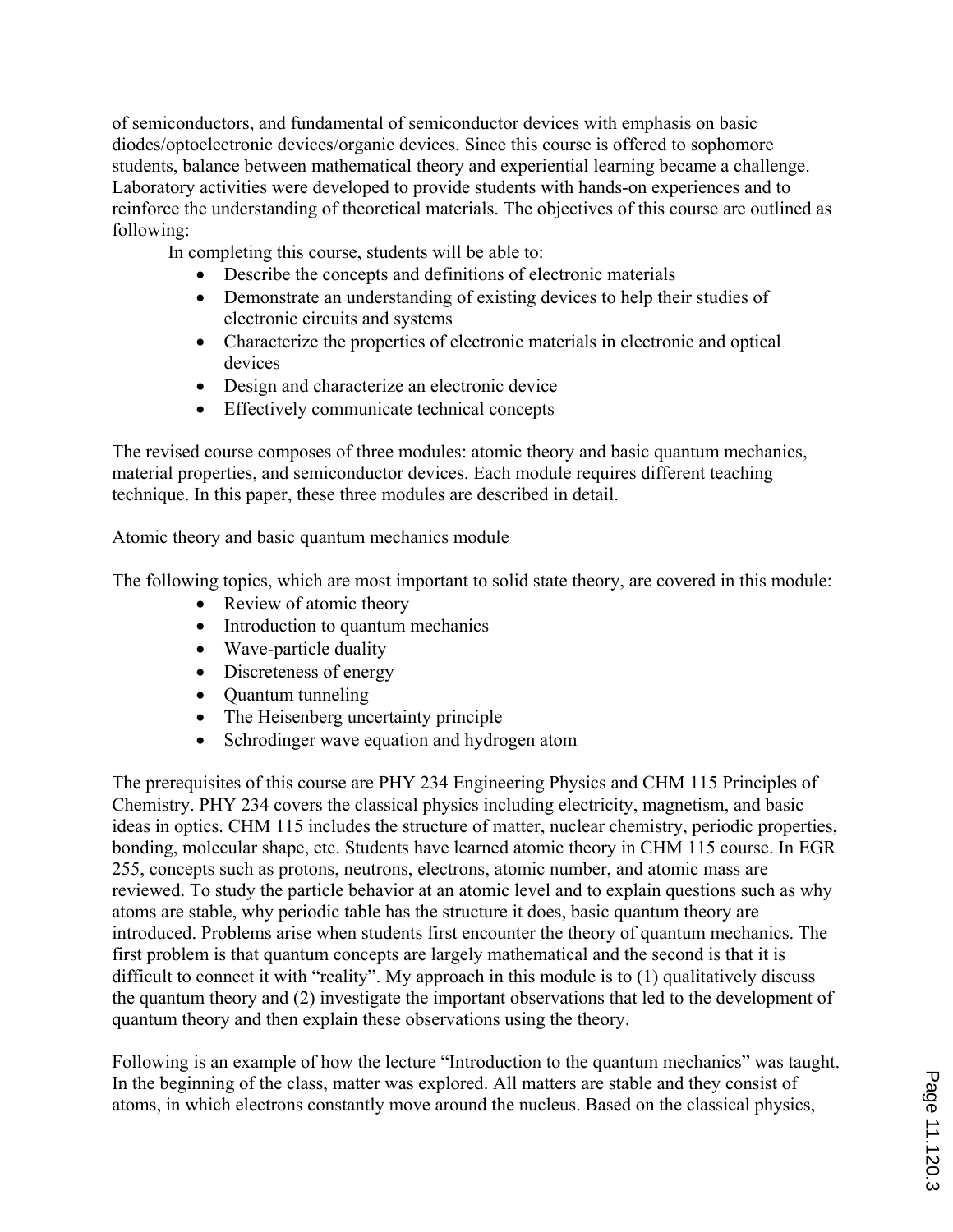of semiconductors, and fundamental of semiconductor devices with emphasis on basic diodes/optoelectronic devices/organic devices. Since this course is offered to sophomore students, balance between mathematical theory and experiential learning became a challenge. Laboratory activities were developed to provide students with hands-on experiences and to reinforce the understanding of theoretical materials. The objectives of this course are outlined as following:

In completing this course, students will be able to:

- Describe the concepts and definitions of electronic materials
- Demonstrate an understanding of existing devices to help their studies of electronic circuits and systems
- Characterize the properties of electronic materials in electronic and optical devices
- Design and characterize an electronic device
- Effectively communicate technical concepts

The revised course composes of three modules: atomic theory and basic quantum mechanics, material properties, and semiconductor devices. Each module requires different teaching technique. In this paper, these three modules are described in detail.

## Atomic theory and basic quantum mechanics module

The following topics, which are most important to solid state theory, are covered in this module:

- Review of atomic theory
- Introduction to quantum mechanics
- Wave-particle duality
- Discreteness of energy
- Quantum tunneling
- The Heisenberg uncertainty principle
- Schrodinger wave equation and hydrogen atom

The prerequisites of this course are PHY 234 Engineering Physics and CHM 115 Principles of Chemistry. PHY 234 covers the classical physics including electricity, magnetism, and basic ideas in optics. CHM 115 includes the structure of matter, nuclear chemistry, periodic properties, bonding, molecular shape, etc. Students have learned atomic theory in CHM 115 course. In EGR 255, concepts such as protons, neutrons, electrons, atomic number, and atomic mass are reviewed. To study the particle behavior at an atomic level and to explain questions such as why atoms are stable, why periodic table has the structure it does, basic quantum theory are introduced. Problems arise when students first encounter the theory of quantum mechanics. The first problem is that quantum concepts are largely mathematical and the second is that it is difficult to connect it with "reality". My approach in this module is to (1) qualitatively discuss the quantum theory and (2) investigate the important observations that led to the development of quantum theory and then explain these observations using the theory.

Following is an example of how the lecture "Introduction to the quantum mechanics" was taught. In the beginning of the class, matter was explored. All matters are stable and they consist of atoms, in which electrons constantly move around the nucleus. Based on the classical physics,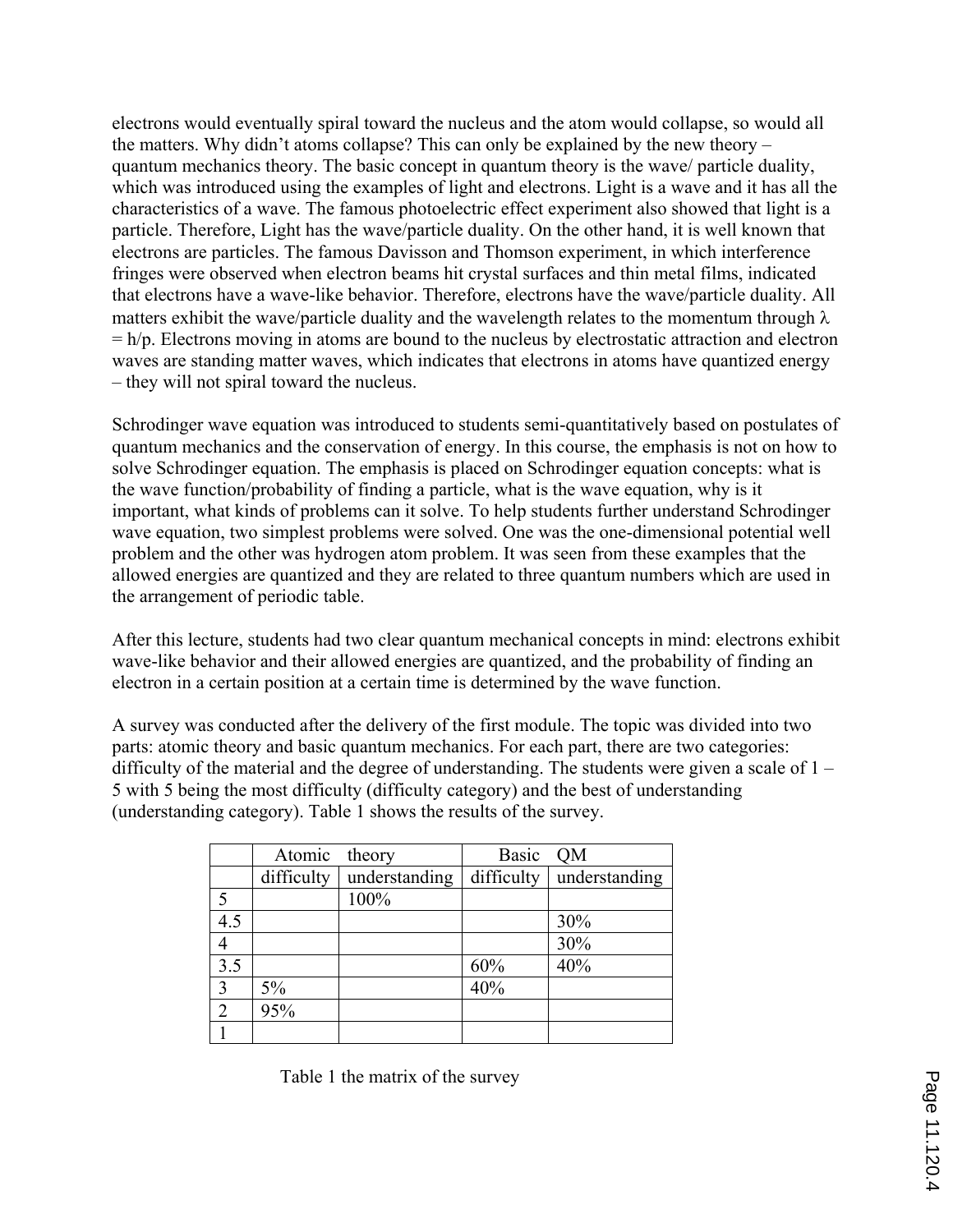electrons would eventually spiral toward the nucleus and the atom would collapse, so would all the matters. Why didn't atoms collapse? This can only be explained by the new theory – quantum mechanics theory. The basic concept in quantum theory is the wave/ particle duality, which was introduced using the examples of light and electrons. Light is a wave and it has all the characteristics of a wave. The famous photoelectric effect experiment also showed that light is a particle. Therefore, Light has the wave/particle duality. On the other hand, it is well known that electrons are particles. The famous Davisson and Thomson experiment, in which interference fringes were observed when electron beams hit crystal surfaces and thin metal films, indicated that electrons have a wave-like behavior. Therefore, electrons have the wave/particle duality. All matters exhibit the wave/particle duality and the wavelength relates to the momentum through $\lambda = h/p$. Electrons moving in atoms are bound to the nucleus by electrostatic attraction and electron waves are standing matter waves, which indicates that electrons in atoms have quantized energy – they will not spiral toward the nucleus.

Schrodinger wave equation was introduced to students semi-quantitatively based on postulates of quantum mechanics and the conservation of energy. In this course, the emphasis is not on how to solve Schrodinger equation. The emphasis is placed on Schrodinger equation concepts: what is the wave function/probability of finding a particle, what is the wave equation, why is it important, what kinds of problems can it solve. To help students further understand Schrodinger wave equation, two simplest problems were solved. One was the one-dimensional potential well problem and the other was hydrogen atom problem. It was seen from these examples that the allowed energies are quantized and they are related to three quantum numbers which are used in the arrangement of periodic table.

After this lecture, students had two clear quantum mechanical concepts in mind: electrons exhibit wave-like behavior and their allowed energies are quantized, and the probability of finding an electron in a certain position at a certain time is determined by the wave function.

A survey was conducted after the delivery of the first module. The topic was divided into two parts: atomic theory and basic quantum mechanics. For each part, there are two categories: difficulty of the material and the degree of understanding. The students were given a scale of 1 – 5 with 5 being the most difficulty (difficulty category) and the best of understanding (understanding category). Table 1 shows the results of the survey.

| | Atomic theory | | Basic QM | |
|---|---|---|---|---|
| | difficulty | understanding | difficulty | understanding |
| 5 | | 100% | | |
| 4.5 | | | | 30% |
| 4 | | | | 30% |
| 3.5 | | | 60% | 40% |
| 3 | 5% | | 40% | |
| 2 | 95% | | | |
| 1 | | | | |

Table 1 the matrix of the survey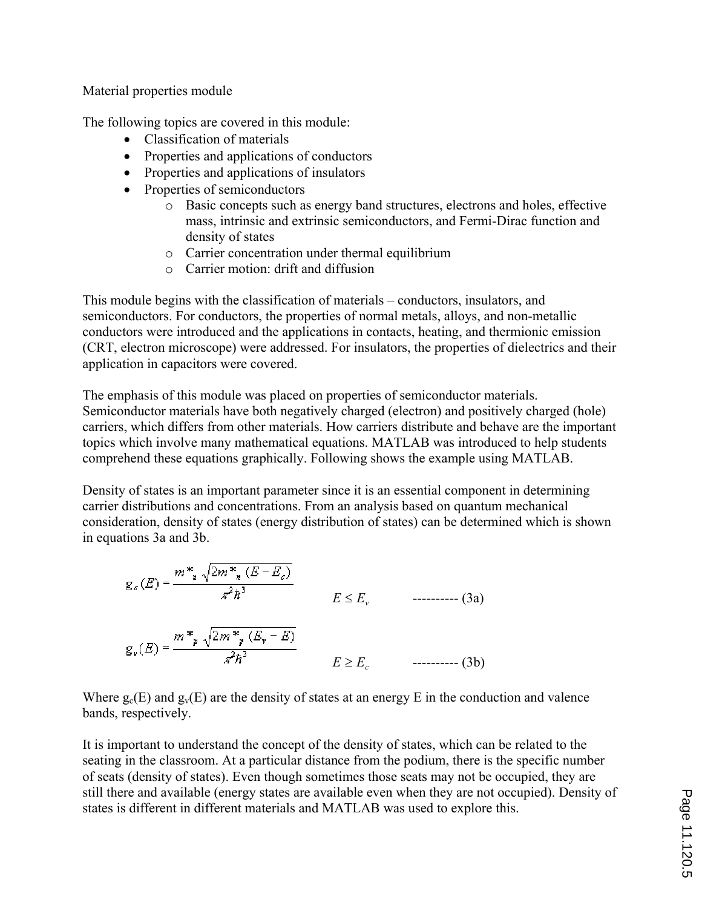Material properties module

The following topics are covered in this module:

- Classification of materials
- Properties and applications of conductors
- Properties and applications of insulators
- Properties of semiconductors
    - Basic concepts such as energy band structures, electrons and holes, effective mass, intrinsic and extrinsic semiconductors, and Fermi-Dirac function and density of states
    - Carrier concentration under thermal equilibrium
    - Carrier motion: drift and diffusion

This module begins with the classification of materials – conductors, insulators, and semiconductors. For conductors, the properties of normal metals, alloys, and non-metallic conductors were introduced and the applications in contacts, heating, and thermionic emission (CRT, electron microscope) were addressed. For insulators, the properties of dielectrics and their application in capacitors were covered.

The emphasis of this module was placed on properties of semiconductor materials. Semiconductor materials have both negatively charged (electron) and positively charged (hole) carriers, which differs from other materials. How carriers distribute and behave are the important topics which involve many mathematical equations. MATLAB was introduced to help students comprehend these equations graphically. Following shows the example using MATLAB.

Density of states is an important parameter since it is an essential component in determining carrier distributions and concentrations. From an analysis based on quantum mechanical consideration, density of states (energy distribution of states) can be determined which is shown in equations 3a and 3b.

$$g_c(E) = \frac{m^*_n \sqrt{2m^*_n (E - E_c)}}{\pi^2 \hbar^3} \qquad E \leq E_v \qquad \text{---------- (3a)}$$

$$g_v(E) = \frac{m^*_p \sqrt{2m^*_p (E_v - E)}}{\pi^2 \hbar^3} \qquad E \geq E_c \qquad \text{---------- (3b)}$$

Where $g_c(E)$ and $g_v(E)$ are the density of states at an energy E in the conduction and valence bands, respectively.

It is important to understand the concept of the density of states, which can be related to the seating in the classroom. At a particular distance from the podium, there is the specific number of seats (density of states). Even though sometimes those seats may not be occupied, they are still there and available (energy states are available even when they are not occupied). Density of states is different in different materials and MATLAB was used to explore this.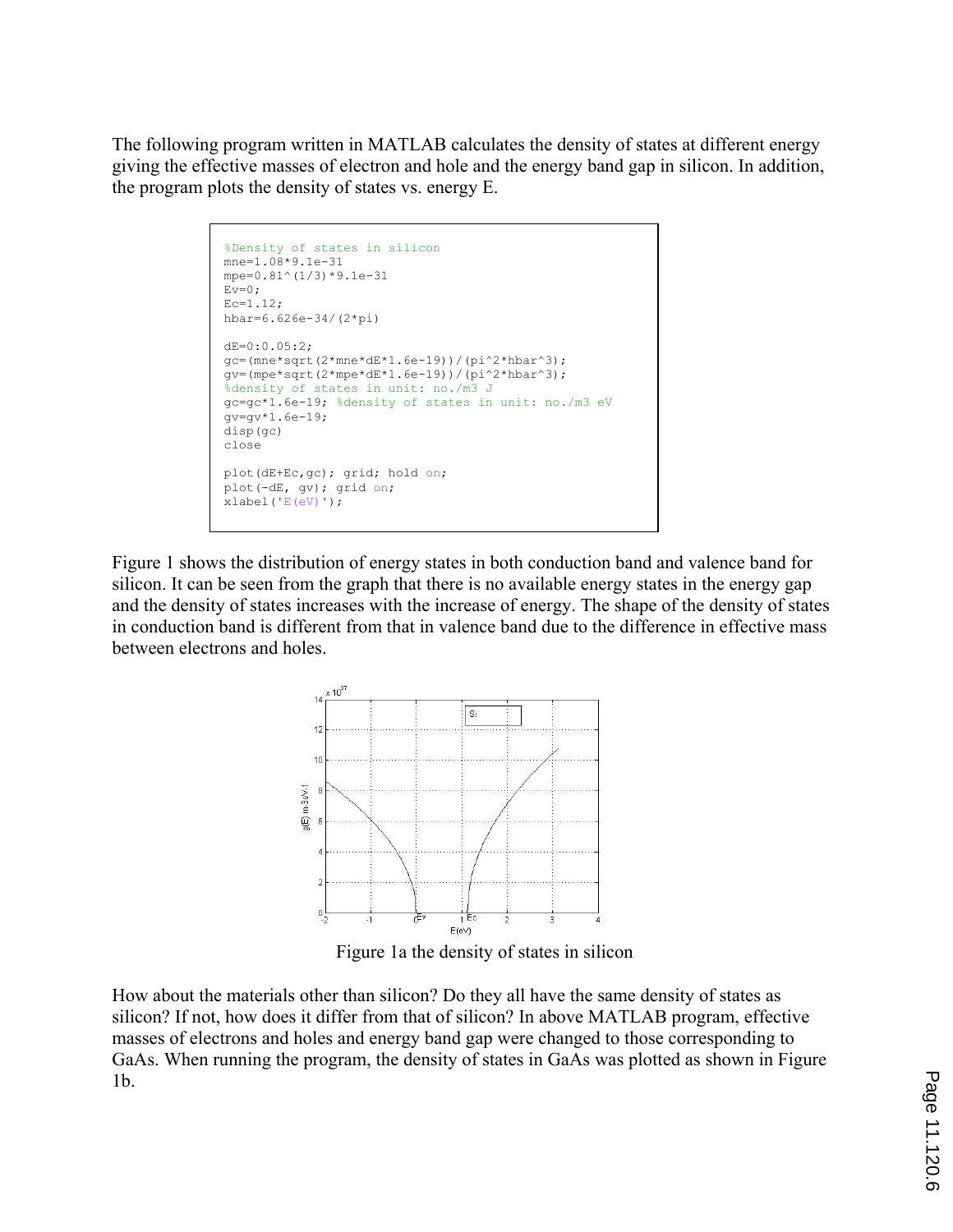The following program written in MATLAB calculates the density of states at different energy giving the effective masses of electron and hole and the energy band gap in silicon. In addition, the program plots the density of states vs. energy E.

```
%Density of states in silicon
mne=1.08*9.1e-31
mpe=0.81^(1/3)*9.1e-31
Ev=0;
Ec=1.12;
hbar=6.626e-34/(2*pi)

dE=0:0.05:2;
gc=(mne*sqrt(2*mne*dE*1.6e-19))/(pi^2*hbar^3);
gv=(mpe*sqrt(2*mpe*dE*1.6e-19))/(pi^2*hbar^3);
%density of states in unit: no./m3 J
gc=gc*1.6e-19; %density of states in unit: no./m3 eV
gv=gv*1.6e-19;
disp(gc)
close

plot(dE+Ec,gc); grid; hold on;
plot(-dE, gv); grid on;
xlabel('E(eV)');
```

Figure 1 shows the distribution of energy states in both conduction band and valence band for silicon. It can be seen from the graph that there is no available energy states in the energy gap and the density of states increases with the increase of energy. The shape of the density of states in conduction band is different from that in valence band due to the difference in effective mass between electrons and holes.

Figure 1a the density of states in silicon

How about the materials other than silicon? Do they all have the same density of states as silicon? If not, how does it differ from that of silicon? In above MATLAB program, effective masses of electrons and holes and energy band gap were changed to those corresponding to GaAs. When running the program, the density of states in GaAs was plotted as shown in Figure 1b.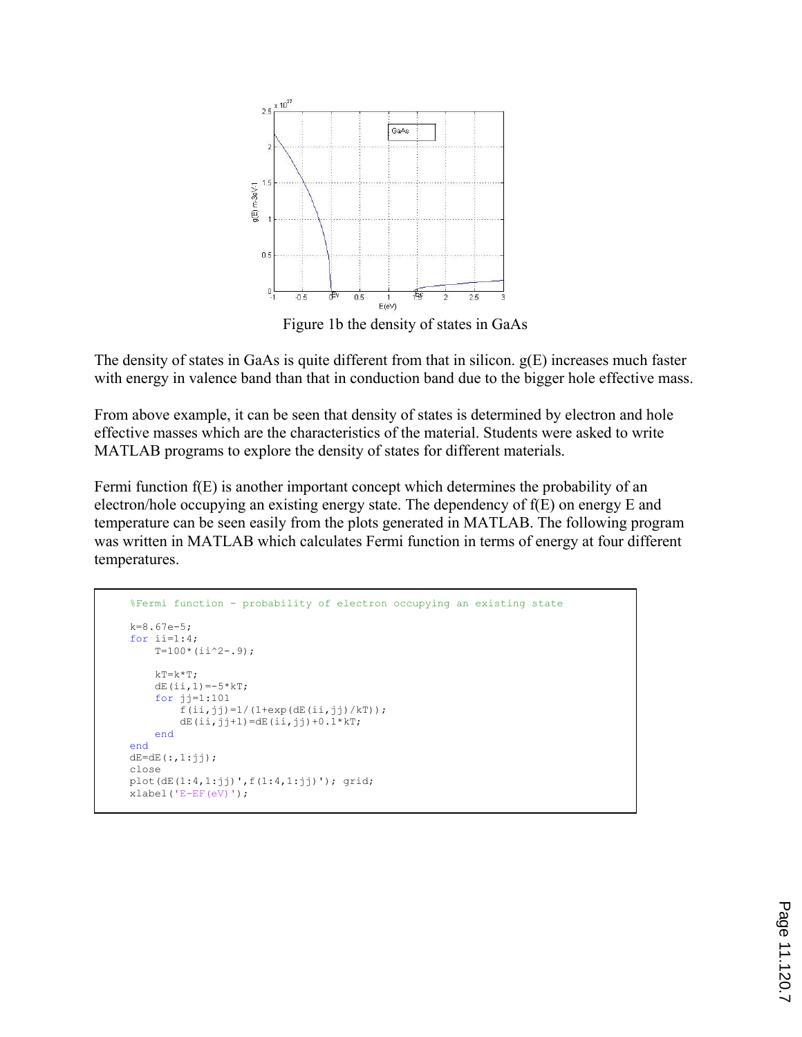Figure 1b the density of states in GaAs

The density of states in GaAs is quite different from that in silicon. g(E) increases much faster with energy in valence band than that in conduction band due to the bigger hole effective mass.

From above example, it can be seen that density of states is determined by electron and hole effective masses which are the characteristics of the material. Students were asked to write MATLAB programs to explore the density of states for different materials.

Fermi function f(E) is another important concept which determines the probability of an electron/hole occupying an existing energy state. The dependency of f(E) on energy E and temperature can be seen easily from the plots generated in MATLAB. The following program was written in MATLAB which calculates Fermi function in terms of energy at four different temperatures.

```
%Fermi function - probability of electron occupying an existing state

k=8.67e-5;
for ii=1:4;
    T=100*(ii^2-.9);

    kT=k*T;
    dE(ii,1)=-5*kT;
    for jj=1:101
        f(ii,jj)=1/(1+exp(dE(ii,jj)/kT));
        dE(ii,jj+1)=dE(ii,jj)+0.1*kT;
    end
end
dE=dE(:,1:jj);
close
plot(dE(1:4,1:jj)',f(1:4,1:jj)'); grid;
xlabel('E-EF(eV)');
```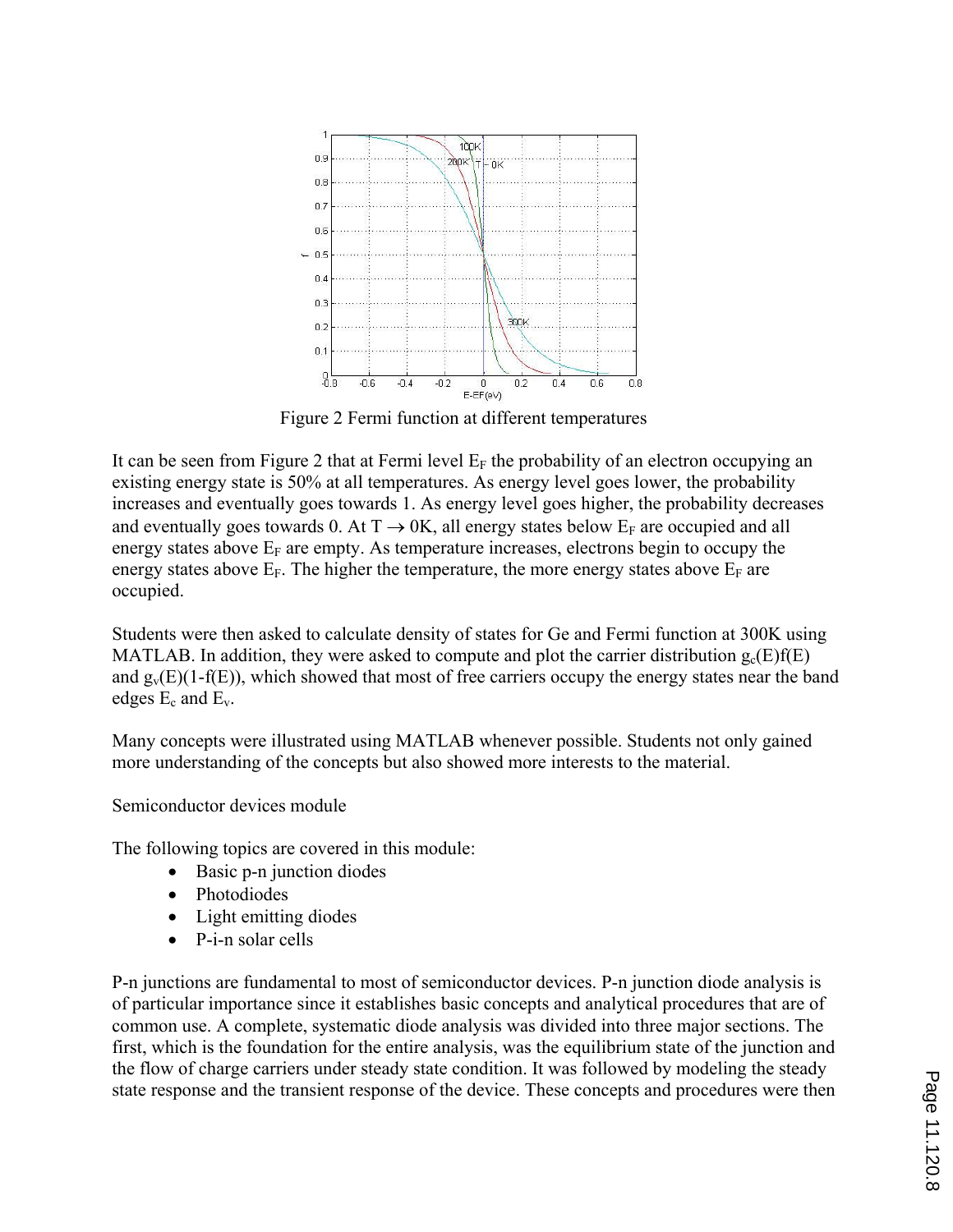Figure 2 Fermi function at different temperatures

It can be seen from Figure 2 that at Fermi level $E_F$ the probability of an electron occupying an existing energy state is 50% at all temperatures. As energy level goes lower, the probability increases and eventually goes towards 1. As energy level goes higher, the probability decreases and eventually goes towards 0. At $T \rightarrow 0K$, all energy states below $E_F$ are occupied and all energy states above $E_F$ are empty. As temperature increases, electrons begin to occupy the energy states above $E_F$. The higher the temperature, the more energy states above $E_F$ are occupied.

Students were then asked to calculate density of states for Ge and Fermi function at 300K using MATLAB. In addition, they were asked to compute and plot the carrier distribution $g_c(E)f(E)$ and $g_v(E)(1-f(E))$, which showed that most of free carriers occupy the energy states near the band edges $E_c$ and $E_v$.

Many concepts were illustrated using MATLAB whenever possible. Students not only gained more understanding of the concepts but also showed more interests to the material.

Semiconductor devices module

The following topics are covered in this module:

- Basic p-n junction diodes
- Photodiodes
- Light emitting diodes
- P-i-n solar cells

P-n junctions are fundamental to most of semiconductor devices. P-n junction diode analysis is of particular importance since it establishes basic concepts and analytical procedures that are of common use. A complete, systematic diode analysis was divided into three major sections. The first, which is the foundation for the entire analysis, was the equilibrium state of the junction and the flow of charge carriers under steady state condition. It was followed by modeling the steady state response and the transient response of the device. These concepts and procedures were then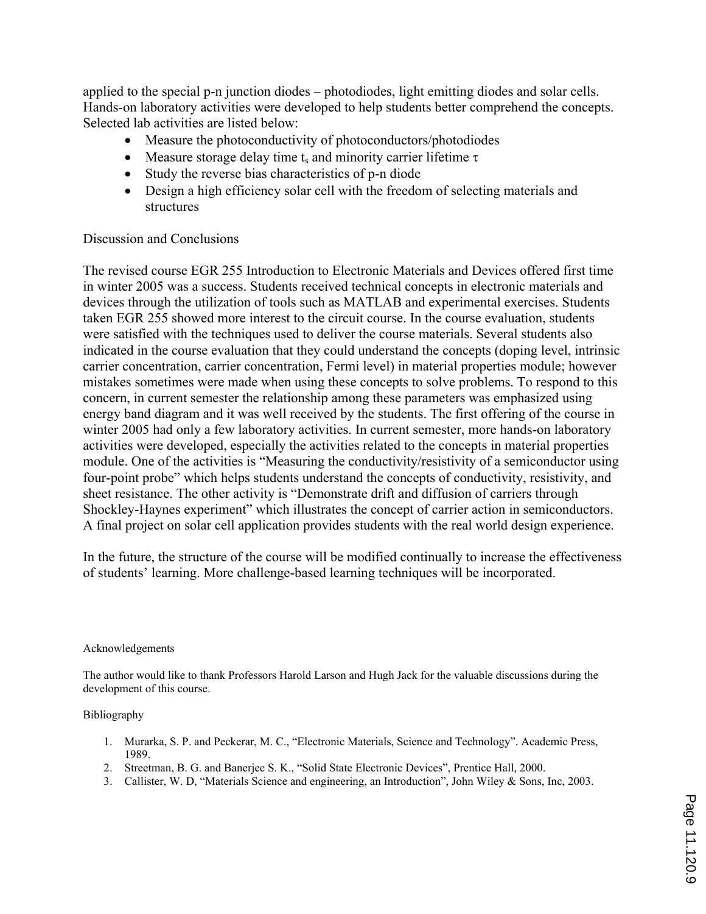applied to the special p-n junction diodes – photodiodes, light emitting diodes and solar cells. Hands-on laboratory activities were developed to help students better comprehend the concepts. Selected lab activities are listed below:

- Measure the photoconductivity of photoconductors/photodiodes
- Measure storage delay time $t_s$ and minority carrier lifetime $\tau$
- Study the reverse bias characteristics of p-n diode
- Design a high efficiency solar cell with the freedom of selecting materials and structures

## Discussion and Conclusions

The revised course EGR 255 Introduction to Electronic Materials and Devices offered first time in winter 2005 was a success. Students received technical concepts in electronic materials and devices through the utilization of tools such as MATLAB and experimental exercises. Students taken EGR 255 showed more interest to the circuit course. In the course evaluation, students were satisfied with the techniques used to deliver the course materials. Several students also indicated in the course evaluation that they could understand the concepts (doping level, intrinsic carrier concentration, carrier concentration, Fermi level) in material properties module; however mistakes sometimes were made when using these concepts to solve problems. To respond to this concern, in current semester the relationship among these parameters was emphasized using energy band diagram and it was well received by the students. The first offering of the course in winter 2005 had only a few laboratory activities. In current semester, more hands-on laboratory activities were developed, especially the activities related to the concepts in material properties module. One of the activities is "Measuring the conductivity/resistivity of a semiconductor using four-point probe" which helps students understand the concepts of conductivity, resistivity, and sheet resistance. The other activity is "Demonstrate drift and diffusion of carriers through Shockley-Haynes experiment" which illustrates the concept of carrier action in semiconductors. A final project on solar cell application provides students with the real world design experience.

In the future, the structure of the course will be modified continually to increase the effectiveness of students' learning. More challenge-based learning techniques will be incorporated.

## Acknowledgements

The author would like to thank Professors Harold Larson and Hugh Jack for the valuable discussions during the development of this course.

## Bibliography

1. Murarka, S. P. and Peckerar, M. C., "Electronic Materials, Science and Technology". Academic Press, 1989.
2. Streetman, B. G. and Banerjee S. K., "Solid State Electronic Devices", Prentice Hall, 2000.
3. Callister, W. D, "Materials Science and engineering, an Introduction", John Wiley & Sons, Inc, 2003.